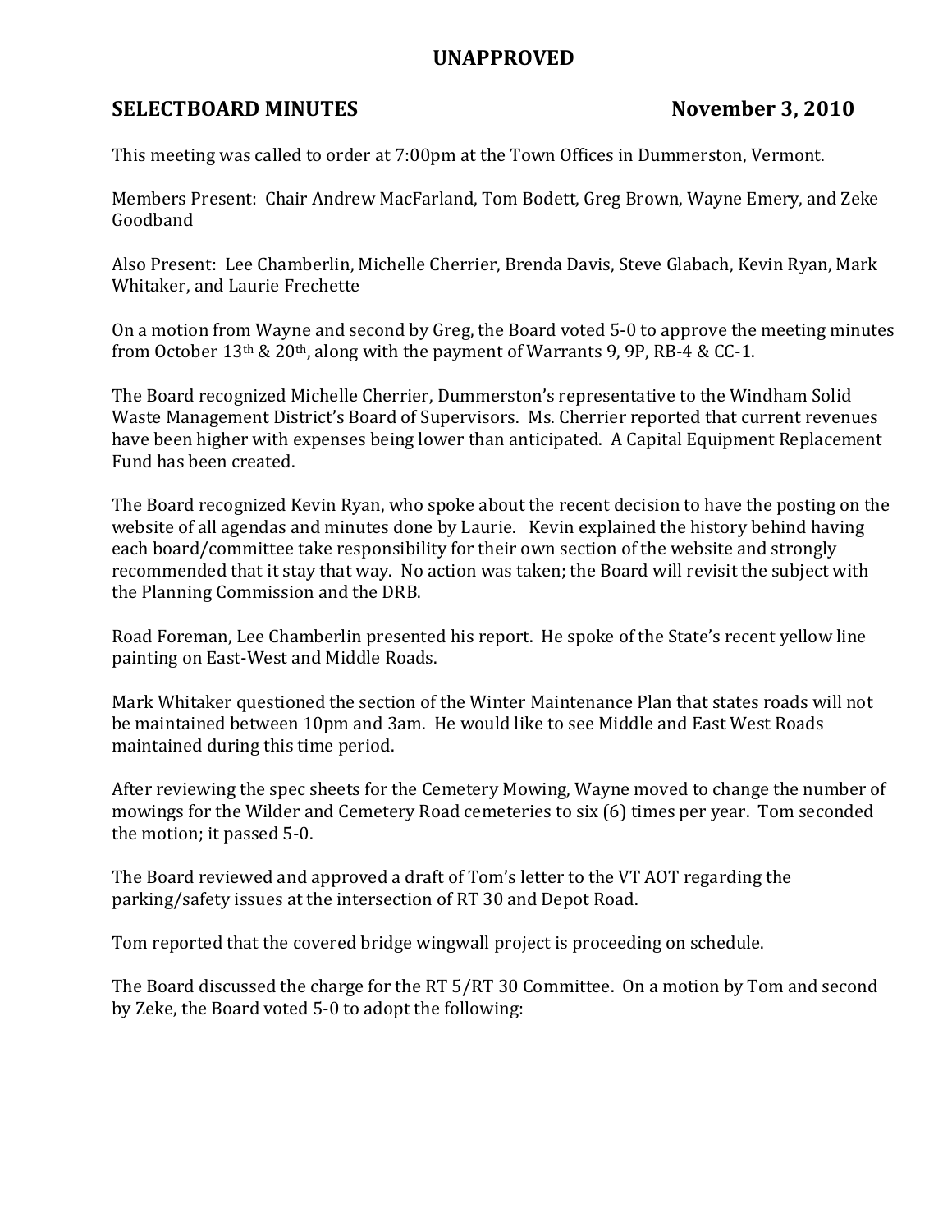**UNAPPROVED**

**SELECTBOARD MINUTES November 3, 2010**

This meeting was called to order at 7:00pm at the Town Offices in Dummerston, Vermont.

Members Present: Chair Andrew MacFarland, Tom Bodett, Greg Brown, Wayne Emery, and Zeke Goodband

Also Present: Lee Chamberlin, Michelle Cherrier, Brenda Davis, Steve Glabach, Kevin Ryan, Mark Whitaker, and Laurie Frechette

On a motion from Wayne and second by Greg, the Board voted 5-0 to approve the meeting minutes from October 13th & 20th, along with the payment of Warrants 9, 9P, RB-4 & CC-1.

The Board recognized Michelle Cherrier, Dummerston's representative to the Windham Solid Waste Management District's Board of Supervisors. Ms. Cherrier reported that current revenues have been higher with expenses being lower than anticipated. A Capital Equipment Replacement Fund has been created.

The Board recognized Kevin Ryan, who spoke about the recent decision to have the posting on the website of all agendas and minutes done by Laurie. Kevin explained the history behind having each board/committee take responsibility for their own section of the website and strongly recommended that it stay that way. No action was taken; the Board will revisit the subject with the Planning Commission and the DRB.

Road Foreman, Lee Chamberlin presented his report. He spoke of the State's recent yellow line painting on East-West and Middle Roads.

Mark Whitaker questioned the section of the Winter Maintenance Plan that states roads will not be maintained between 10pm and 3am. He would like to see Middle and East West Roads maintained during this time period.

After reviewing the spec sheets for the Cemetery Mowing, Wayne moved to change the number of mowings for the Wilder and Cemetery Road cemeteries to six (6) times per year. Tom seconded the motion; it passed 5-0.

The Board reviewed and approved a draft of Tom's letter to the VT AOT regarding the parking/safety issues at the intersection of RT 30 and Depot Road.

Tom reported that the covered bridge wingwall project is proceeding on schedule.

The Board discussed the charge for the RT 5/RT 30 Committee. On a motion by Tom and second by Zeke, the Board voted 5-0 to adopt the following: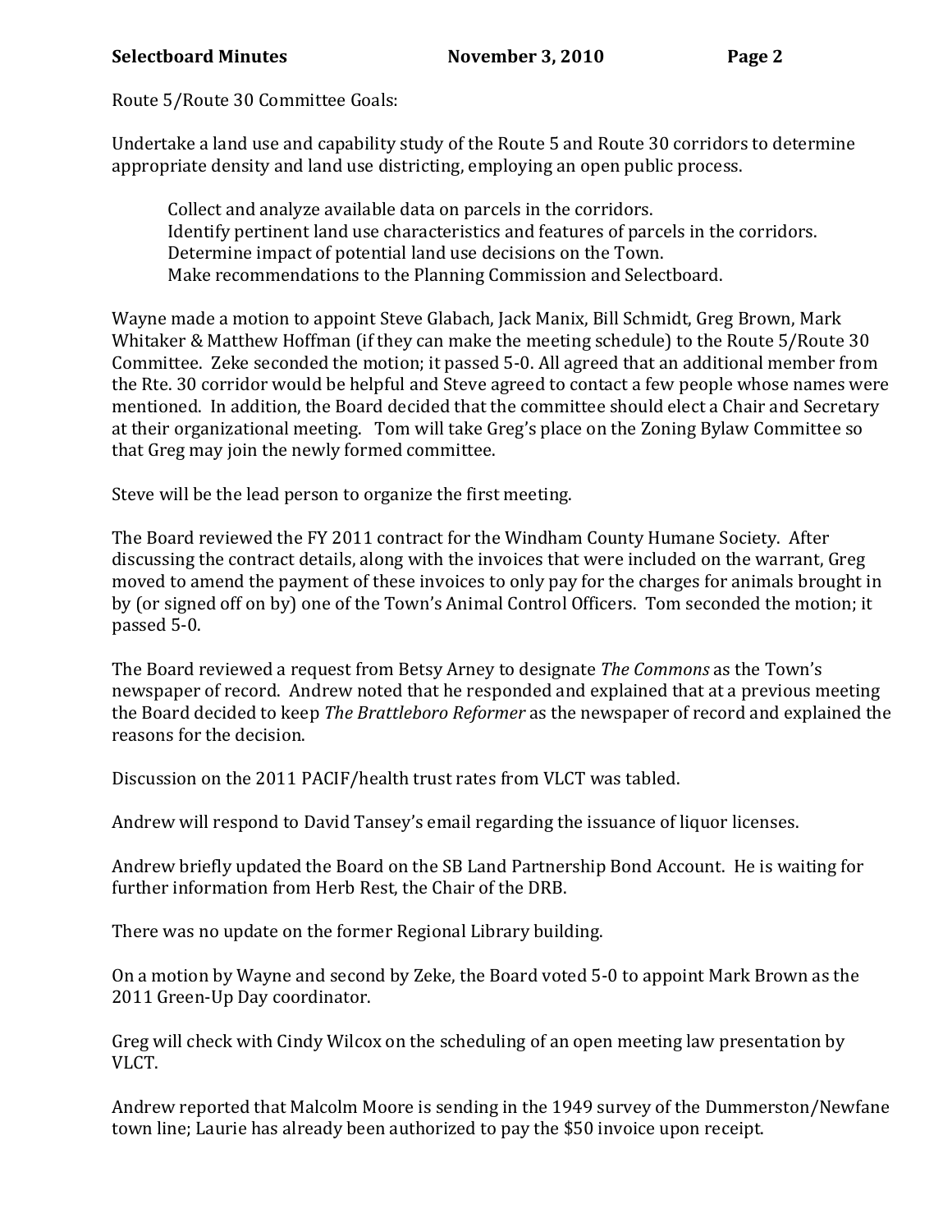Route 5/Route 30 Committee Goals:

Undertake a land use and capability study of the Route 5 and Route 30 corridors to determine appropriate density and land use districting, employing an open public process.

> Collect and analyze available data on parcels in the corridors.
> Identify pertinent land use characteristics and features of parcels in the corridors.
> Determine impact of potential land use decisions on the Town.
> Make recommendations to the Planning Commission and Selectboard.

Wayne made a motion to appoint Steve Glabach, Jack Manix, Bill Schmidt, Greg Brown, Mark Whitaker & Matthew Hoffman (if they can make the meeting schedule) to the Route 5/Route 30 Committee. Zeke seconded the motion; it passed 5-0. All agreed that an additional member from the Rte. 30 corridor would be helpful and Steve agreed to contact a few people whose names were mentioned. In addition, the Board decided that the committee should elect a Chair and Secretary at their organizational meeting. Tom will take Greg's place on the Zoning Bylaw Committee so that Greg may join the newly formed committee.

Steve will be the lead person to organize the first meeting.

The Board reviewed the FY 2011 contract for the Windham County Humane Society. After discussing the contract details, along with the invoices that were included on the warrant, Greg moved to amend the payment of these invoices to only pay for the charges for animals brought in by (or signed off on by) one of the Town's Animal Control Officers. Tom seconded the motion; it passed 5-0.

The Board reviewed a request from Betsy Arney to designate *The Commons* as the Town's newspaper of record. Andrew noted that he responded and explained that at a previous meeting the Board decided to keep *The Brattleboro Reformer* as the newspaper of record and explained the reasons for the decision.

Discussion on the 2011 PACIF/health trust rates from VLCT was tabled.

Andrew will respond to David Tansey's email regarding the issuance of liquor licenses.

Andrew briefly updated the Board on the SB Land Partnership Bond Account. He is waiting for further information from Herb Rest, the Chair of the DRB.

There was no update on the former Regional Library building.

On a motion by Wayne and second by Zeke, the Board voted 5-0 to appoint Mark Brown as the 2011 Green-Up Day coordinator.

Greg will check with Cindy Wilcox on the scheduling of an open meeting law presentation by VLCT.

Andrew reported that Malcolm Moore is sending in the 1949 survey of the Dummerston/Newfane town line; Laurie has already been authorized to pay the $50 invoice upon receipt.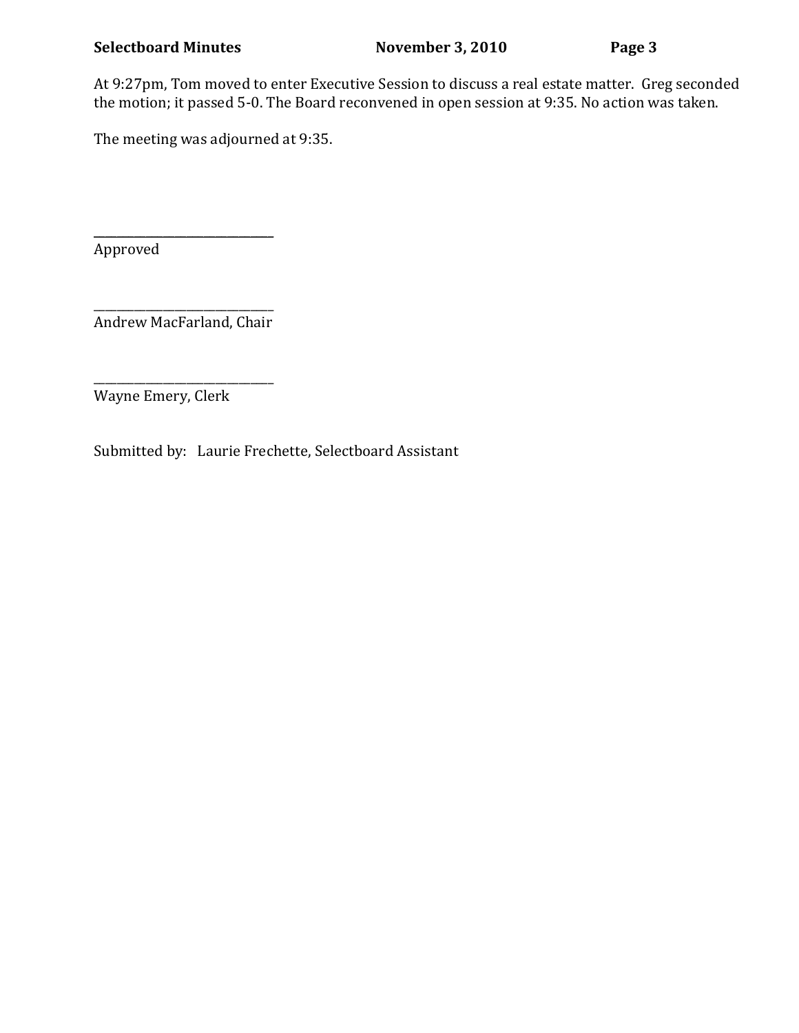At 9:27pm, Tom moved to enter Executive Session to discuss a real estate matter. Greg seconded the motion; it passed 5-0. The Board reconvened in open session at 9:35. No action was taken.

The meeting was adjourned at 9:35.

\_\_\_\_\_\_\_\_\_\_\_\_\_\_\_\_\_\_\_\_\_\_\_\_\_\_\_\_\_\_
Approved

\_\_\_\_\_\_\_\_\_\_\_\_\_\_\_\_\_\_\_\_\_\_\_\_\_\_\_\_\_\_
Andrew MacFarland, Chair

\_\_\_\_\_\_\_\_\_\_\_\_\_\_\_\_\_\_\_\_\_\_\_\_\_\_\_\_\_\_
Wayne Emery, Clerk

Submitted by: Laurie Frechette, Selectboard Assistant